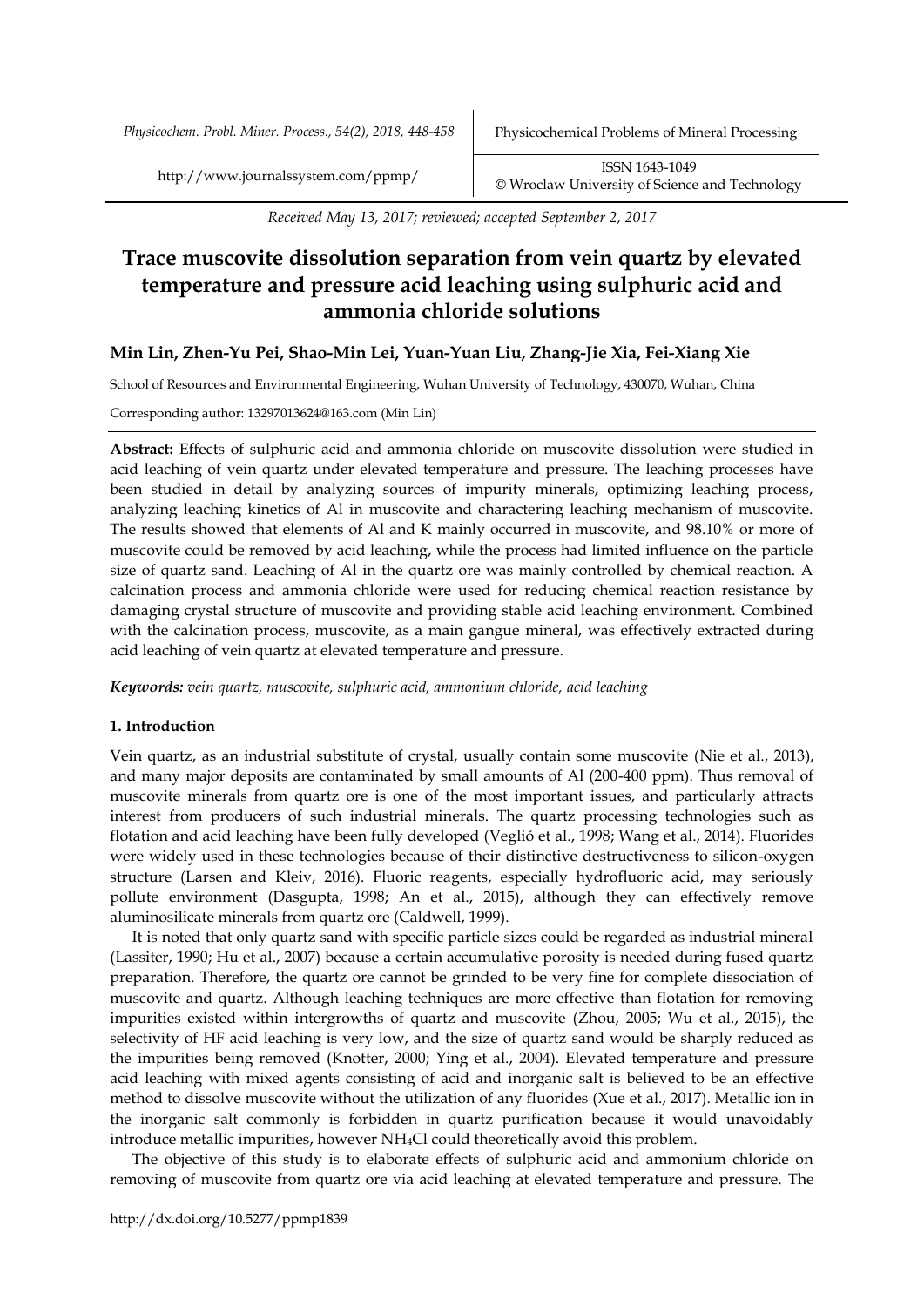*Received May 13, 2017; reviewed; accepted September 2, 2017*

# Trace muscovite dissolution separation from vein quartz by elevated temperature and pressure acid leaching using sulphuric acid and ammonia chloride solutions

**Min Lin, Zhen-Yu Pei, Shao-Min Lei, Yuan-Yuan Liu, Zhang-Jie Xia, Fei-Xiang Xie**

School of Resources and Environmental Engineering, Wuhan University of Technology, 430070, Wuhan, China

Corresponding author: 13297013624@163.com (Min Lin)

**Abstract:** Effects of sulphuric acid and ammonia chloride on muscovite dissolution were studied in acid leaching of vein quartz under elevated temperature and pressure. The leaching processes have been studied in detail by analyzing sources of impurity minerals, optimizing leaching process, analyzing leaching kinetics of Al in muscovite and charactering leaching mechanism of muscovite. The results showed that elements of Al and K mainly occurred in muscovite, and 98.10% or more of muscovite could be removed by acid leaching, while the process had limited influence on the particle size of quartz sand. Leaching of Al in the quartz ore was mainly controlled by chemical reaction. A calcination process and ammonia chloride were used for reducing chemical reaction resistance by damaging crystal structure of muscovite and providing stable acid leaching environment. Combined with the calcination process, muscovite, as a main gangue mineral, was effectively extracted during acid leaching of vein quartz at elevated temperature and pressure.

***Keywords:*** *vein quartz, muscovite, sulphuric acid, ammonium chloride, acid leaching*

## 1. Introduction

Vein quartz, as an industrial substitute of crystal, usually contain some muscovite (Nie et al., 2013), and many major deposits are contaminated by small amounts of Al (200-400 ppm). Thus removal of muscovite minerals from quartz ore is one of the most important issues, and particularly attracts interest from producers of such industrial minerals. The quartz processing technologies such as flotation and acid leaching have been fully developed (Veglió et al., 1998; Wang et al., 2014). Fluorides were widely used in these technologies because of their distinctive destructiveness to silicon-oxygen structure (Larsen and Kleiv, 2016). Fluoric reagents, especially hydrofluoric acid, may seriously pollute environment (Dasgupta, 1998; An et al., 2015), although they can effectively remove aluminosilicate minerals from quartz ore (Caldwell, 1999).

It is noted that only quartz sand with specific particle sizes could be regarded as industrial mineral (Lassiter, 1990; Hu et al., 2007) because a certain accumulative porosity is needed during fused quartz preparation. Therefore, the quartz ore cannot be grinded to be very fine for complete dissociation of muscovite and quartz. Although leaching techniques are more effective than flotation for removing impurities existed within intergrowths of quartz and muscovite (Zhou, 2005; Wu et al., 2015), the selectivity of HF acid leaching is very low, and the size of quartz sand would be sharply reduced as the impurities being removed (Knotter, 2000; Ying et al., 2004). Elevated temperature and pressure acid leaching with mixed agents consisting of acid and inorganic salt is believed to be an effective method to dissolve muscovite without the utilization of any fluorides (Xue et al., 2017). Metallic ion in the inorganic salt commonly is forbidden in quartz purification because it would unavoidably introduce metallic impurities, however $NH_4Cl$ could theoretically avoid this problem.

The objective of this study is to elaborate effects of sulphuric acid and ammonium chloride on removing of muscovite from quartz ore via acid leaching at elevated temperature and pressure. The

http://dx.doi.org/10.5277/ppmp1839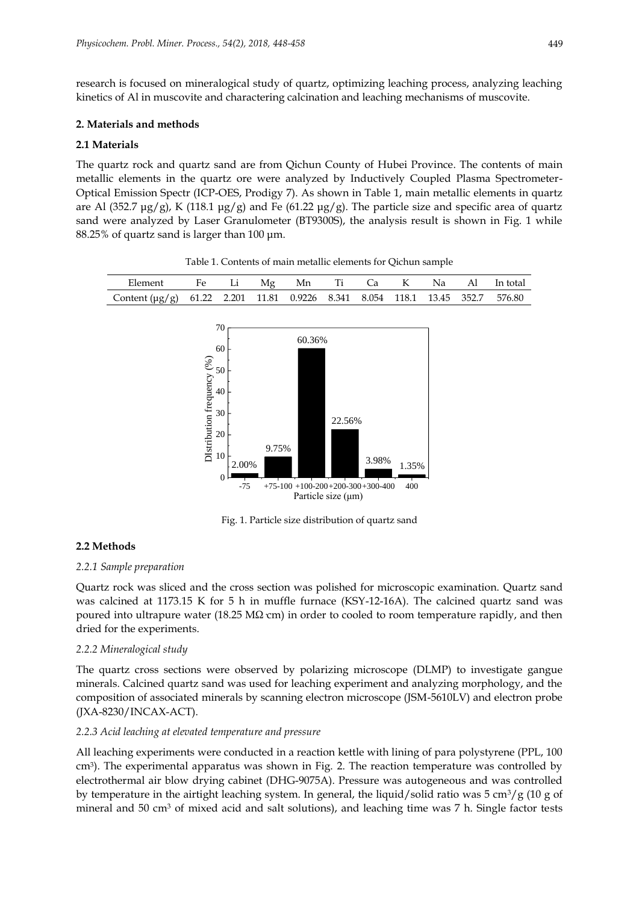research is focused on mineralogical study of quartz, optimizing leaching process, analyzing leaching kinetics of Al in muscovite and charactering calcination and leaching mechanisms of muscovite.

## 2. Materials and methods

### 2.1 Materials

The quartz rock and quartz sand are from Qichun County of Hubei Province. The contents of main metallic elements in the quartz ore were analyzed by Inductively Coupled Plasma Spectrometer-Optical Emission Spectr (ICP-OES, Prodigy 7). As shown in Table 1, main metallic elements in quartz are Al (352.7 μg/g), K (118.1 μg/g) and Fe (61.22 μg/g). The particle size and specific area of quartz sand were analyzed by Laser Granulometer (BT9300S), the analysis result is shown in Fig. 1 while 88.25% of quartz sand is larger than 100 μm.

Table 1. Contents of main metallic elements for Qichun sample

| Element | Fe | Li | Mg | Mn | Ti | Ca | K | Na | Al | In total |
|---|---|---|---|---|---|---|---|---|---|---|
| Content (μg/g) | 61.22 | 2.201 | 11.81 | 0.9226 | 8.341 | 8.054 | 118.1 | 13.45 | 352.7 | 576.80 |

Fig. 1. Particle size distribution of quartz sand

### 2.2 Methods

#### *2.2.1 Sample preparation*

Quartz rock was sliced and the cross section was polished for microscopic examination. Quartz sand was calcined at 1173.15 K for 5 h in muffle furnace (KSY-12-16A). The calcined quartz sand was poured into ultrapure water (18.25 MΩ·cm) in order to cooled to room temperature rapidly, and then dried for the experiments.

#### *2.2.2 Mineralogical study*

The quartz cross sections were observed by polarizing microscope (DLMP) to investigate gangue minerals. Calcined quartz sand was used for leaching experiment and analyzing morphology, and the composition of associated minerals by scanning electron microscope (JSM-5610LV) and electron probe (JXA-8230/INCAX-ACT).

#### *2.2.3 Acid leaching at elevated temperature and pressure*

All leaching experiments were conducted in a reaction kettle with lining of para polystyrene (PPL, 100 $cm^3$). The experimental apparatus was shown in Fig. 2. The reaction temperature was controlled by electrothermal air blow drying cabinet (DHG-9075A). Pressure was autogeneous and was controlled by temperature in the airtight leaching system. In general, the liquid/solid ratio was 5 $cm^3$/g (10 g of mineral and 50 $cm^3$ of mixed acid and salt solutions), and leaching time was 7 h. Single factor tests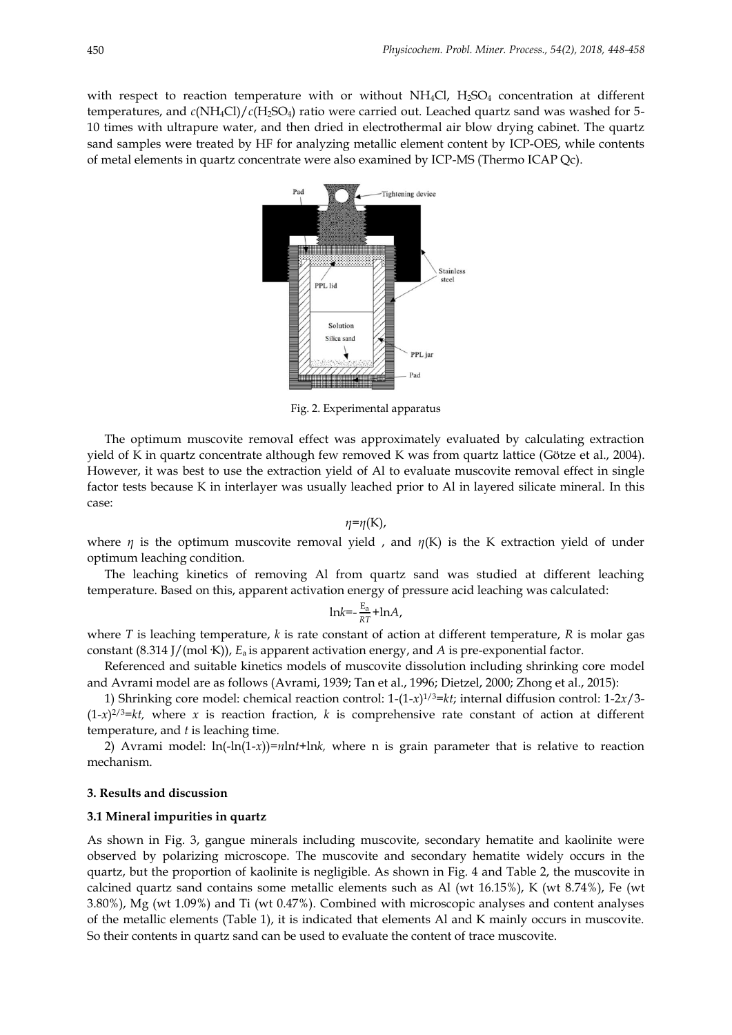with respect to reaction temperature with or without $NH_4Cl$, $H_2SO_4$ concentration at different temperatures, and $c(NH_4Cl)/c(H_2SO_4)$ ratio were carried out. Leached quartz sand was washed for 5-10 times with ultrapure water, and then dried in electrothermal air blow drying cabinet. The quartz sand samples were treated by HF for analyzing metallic element content by ICP-OES, while contents of metal elements in quartz concentrate were also examined by ICP-MS (Thermo ICAP Qc).

Fig. 2. Experimental apparatus

The optimum muscovite removal effect was approximately evaluated by calculating extraction yield of K in quartz concentrate although few removed K was from quartz lattice (Götze et al., 2004). However, it was best to use the extraction yield of Al to evaluate muscovite removal effect in single factor tests because K in interlayer was usually leached prior to Al in layered silicate mineral. In this case:

$$\eta=\eta(\mathrm{K}),$$

where $\eta$ is the optimum muscovite removal yield , and $\eta(\mathrm{K})$ is the K extraction yield of under optimum leaching condition.

The leaching kinetics of removing Al from quartz sand was studied at different leaching temperature. Based on this, apparent activation energy of pressure acid leaching was calculated:

$$\ln k=-\frac{E_a}{RT}+\ln A,$$

where $T$ is leaching temperature, $k$ is rate constant of action at different temperature, $R$ is molar gas constant (8.314 J/(mol·K)), $E_a$ is apparent activation energy, and $A$ is pre-exponential factor.

Referenced and suitable kinetics models of muscovite dissolution including shrinking core model and Avrami model are as follows (Avrami, 1939; Tan et al., 1996; Dietzel, 2000; Zhong et al., 2015):

1) Shrinking core model: chemical reaction control: $1-(1-x)^{1/3}=kt$; internal diffusion control: $1-2x/3-(1-x)^{2/3}=kt$, where $x$ is reaction fraction, $k$ is comprehensive rate constant of action at different temperature, and $t$ is leaching time.

2) Avrami model: $\ln(-\ln(1-x))=n\ln t+\ln k$, where n is grain parameter that is relative to reaction mechanism.

## 3. Results and discussion

### 3.1 Mineral impurities in quartz

As shown in Fig. 3, gangue minerals including muscovite, secondary hematite and kaolinite were observed by polarizing microscope. The muscovite and secondary hematite widely occurs in the quartz, but the proportion of kaolinite is negligible. As shown in Fig. 4 and Table 2, the muscovite in calcined quartz sand contains some metallic elements such as Al (wt 16.15%), K (wt 8.74%), Fe (wt 3.80%), Mg (wt 1.09%) and Ti (wt 0.47%). Combined with microscopic analyses and content analyses of the metallic elements (Table 1), it is indicated that elements Al and K mainly occurs in muscovite. So their contents in quartz sand can be used to evaluate the content of trace muscovite.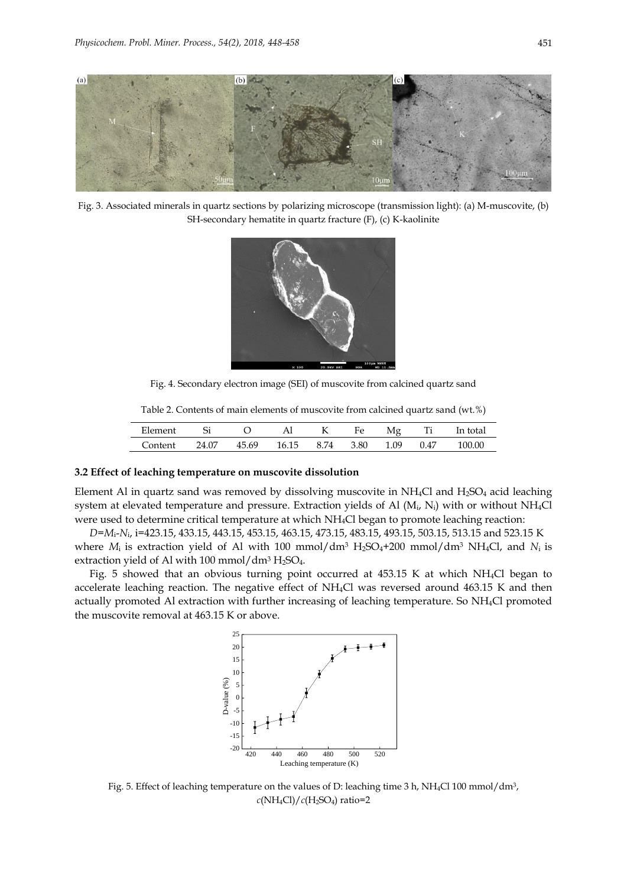Fig. 3. Associated minerals in quartz sections by polarizing microscope (transmission light): (a) M-muscovite, (b) SH-secondary hematite in quartz fracture (F), (c) K-kaolinite

Fig. 4. Secondary electron image (SEI) of muscovite from calcined quartz sand

Table 2. Contents of main elements of muscovite from calcined quartz sand (wt.%)

| Element | Si | O | Al | K | Fe | Mg | Ti | In total |
|---|---|---|---|---|---|---|---|---|
| Content | 24.07 | 45.69 | 16.15 | 8.74 | 3.80 | 1.09 | 0.47 | 100.00 |

### 3.2 Effect of leaching temperature on muscovite dissolution

Element Al in quartz sand was removed by dissolving muscovite in $NH_4Cl$ and $H_2SO_4$ acid leaching system at elevated temperature and pressure. Extraction yields of Al ($M_i$, $N_i$) with or without $NH_4Cl$ were used to determine critical temperature at which $NH_4Cl$ began to promote leaching reaction:

$D=M_i-N_i$, i=423.15, 433.15, 443.15, 453.15, 463.15, 473.15, 483.15, 493.15, 503.15, 513.15 and 523.15 K where $M_i$ is extraction yield of Al with 100 mmol/dm$^3$ $H_2SO_4$+200 mmol/dm$^3$ $NH_4Cl$, and $N_i$ is extraction yield of Al with 100 mmol/dm$^3$ $H_2SO_4$.

Fig. 5 showed that an obvious turning point occurred at 453.15 K at which $NH_4Cl$ began to accelerate leaching reaction. The negative effect of $NH_4Cl$ was reversed around 463.15 K and then actually promoted Al extraction with further increasing of leaching temperature. So $NH_4Cl$ promoted the muscovite removal at 463.15 K or above.

Fig. 5. Effect of leaching temperature on the values of D: leaching time 3 h, $NH_4Cl$ 100 mmol/dm$^3$, $c(NH_4Cl)/c(H_2SO_4)$ ratio=2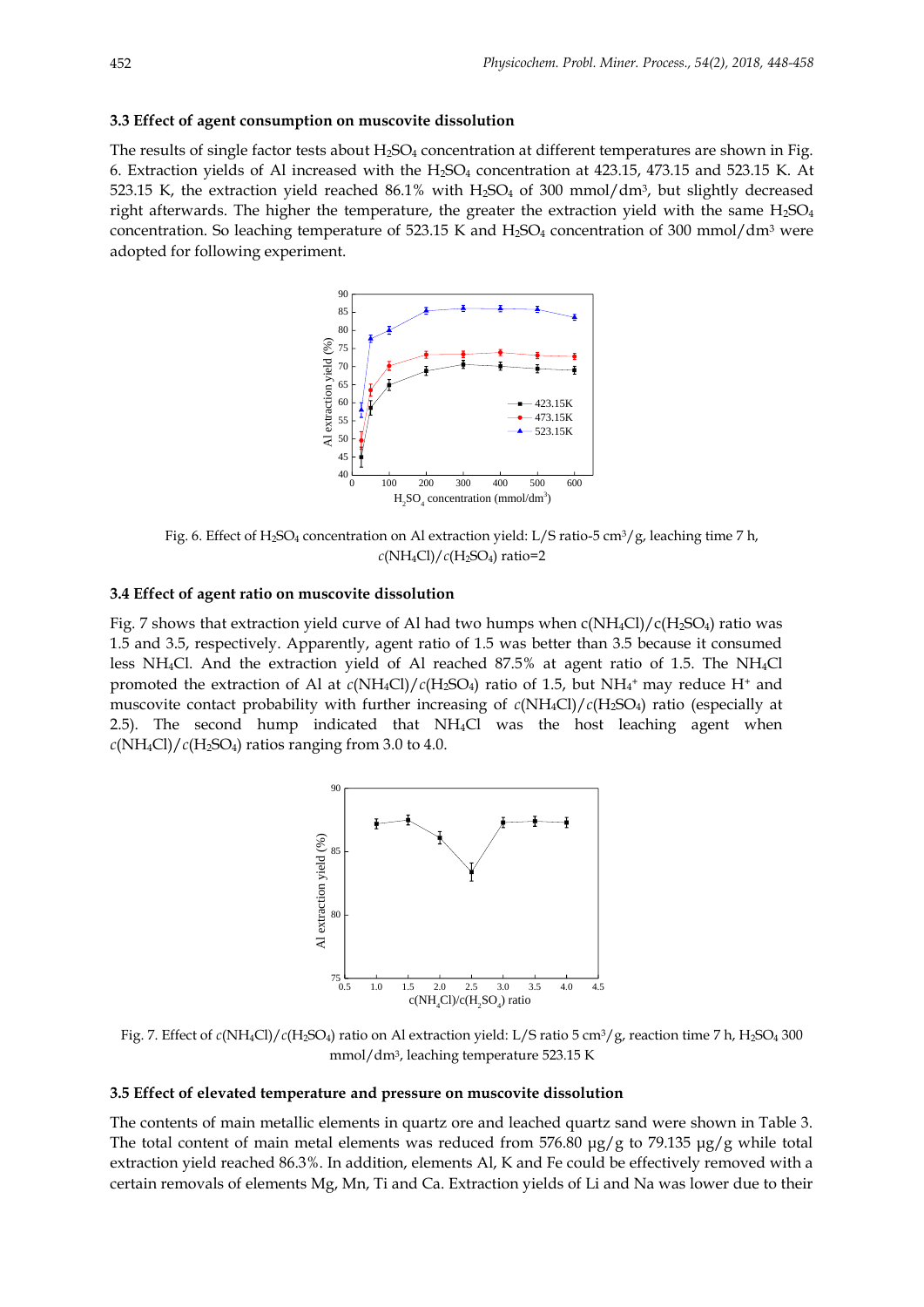### 3.3 Effect of agent consumption on muscovite dissolution

The results of single factor tests about $H_2SO_4$ concentration at different temperatures are shown in Fig. 6. Extraction yields of Al increased with the $H_2SO_4$ concentration at 423.15, 473.15 and 523.15 K. At 523.15 K, the extraction yield reached 86.1% with $H_2SO_4$ of 300 mmol/dm³, but slightly decreased right afterwards. The higher the temperature, the greater the extraction yield with the same $H_2SO_4$ concentration. So leaching temperature of 523.15 K and $H_2SO_4$ concentration of 300 mmol/dm³ were adopted for following experiment.

Fig. 6. Effect of $H_2SO_4$ concentration on Al extraction yield: L/S ratio-5 cm³/g, leaching time 7 h, $c(NH_4Cl)/c(H_2SO_4)$ ratio=2

### 3.4 Effect of agent ratio on muscovite dissolution

Fig. 7 shows that extraction yield curve of Al had two humps when $c(NH_4Cl)/c(H_2SO_4)$ ratio was 1.5 and 3.5, respectively. Apparently, agent ratio of 1.5 was better than 3.5 because it consumed less $NH_4Cl$. And the extraction yield of Al reached 87.5% at agent ratio of 1.5. The $NH_4Cl$ promoted the extraction of Al at $c(NH_4Cl)/c(H_2SO_4)$ ratio of 1.5, but $NH_4^+$ may reduce $H^+$ and muscovite contact probability with further increasing of $c(NH_4Cl)/c(H_2SO_4)$ ratio (especially at 2.5). The second hump indicated that $NH_4Cl$ was the host leaching agent when $c(NH_4Cl)/c(H_2SO_4)$ ratios ranging from 3.0 to 4.0.

Fig. 7. Effect of $c(NH_4Cl)/c(H_2SO_4)$ ratio on Al extraction yield: L/S ratio 5 cm³/g, reaction time 7 h, $H_2SO_4$ 300 mmol/dm³, leaching temperature 523.15 K

### 3.5 Effect of elevated temperature and pressure on muscovite dissolution

The contents of main metallic elements in quartz ore and leached quartz sand were shown in Table 3. The total content of main metal elements was reduced from 576.80 μg/g to 79.135 μg/g while total extraction yield reached 86.3%. In addition, elements Al, K and Fe could be effectively removed with a certain removals of elements Mg, Mn, Ti and Ca. Extraction yields of Li and Na was lower due to their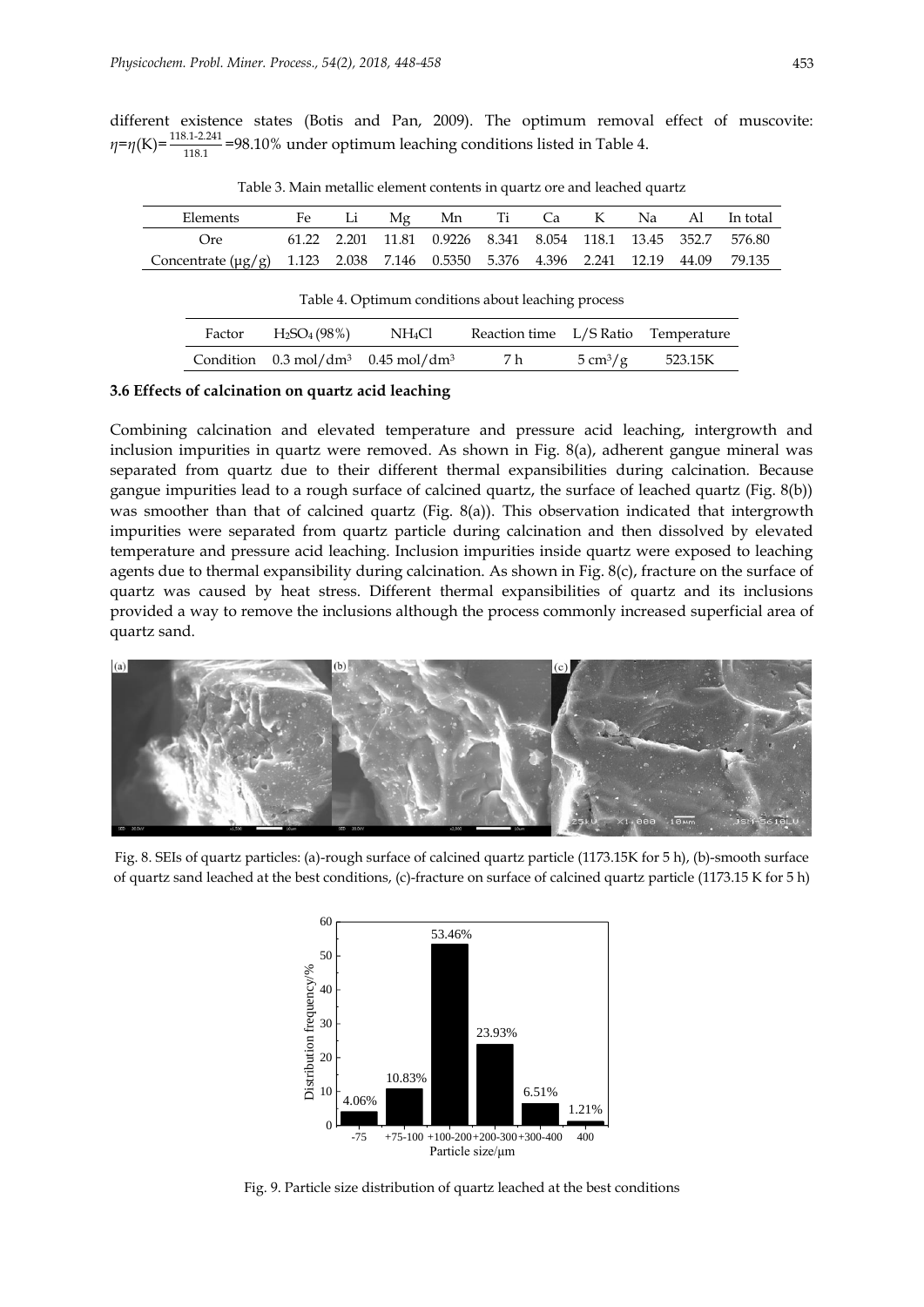different existence states (Botis and Pan, 2009). The optimum removal effect of muscovite: $\eta=\eta(K)=\frac{118.1-2.241}{118.1}=98.10\%$ under optimum leaching conditions listed in Table 4.

Table 3. Main metallic element contents in quartz ore and leached quartz

| Elements | Fe | Li | Mg | Mn | Ti | Ca | K | Na | Al | In total |
|---|---|---|---|---|---|---|---|---|---|---|
| Ore | 61.22 | 2.201 | 11.81 | 0.9226 | 8.341 | 8.054 | 118.1 | 13.45 | 352.7 | 576.80 |
| Concentrate (μg/g) | 1.123 | 2.038 | 7.146 | 0.5350 | 5.376 | 4.396 | 2.241 | 12.19 | 44.09 | 79.135 |

Table 4. Optimum conditions about leaching process

| Factor | $H_2SO_4$ (98%) | $NH_4Cl$ | Reaction time | L/S Ratio | Temperature |
|---|---|---|---|---|---|
| Condition | 0.3 mol/dm$^3$ | 0.45 mol/dm$^3$ | 7 h | 5 cm$^3$/g | 523.15K |

### 3.6 Effects of calcination on quartz acid leaching

Combining calcination and elevated temperature and pressure acid leaching, intergrowth and inclusion impurities in quartz were removed. As shown in Fig. 8(a), adherent gangue mineral was separated from quartz due to their different thermal expansibilities during calcination. Because gangue impurities lead to a rough surface of calcined quartz, the surface of leached quartz (Fig. 8(b)) was smoother than that of calcined quartz (Fig. 8(a)). This observation indicated that intergrowth impurities were separated from quartz particle during calcination and then dissolved by elevated temperature and pressure acid leaching. Inclusion impurities inside quartz were exposed to leaching agents due to thermal expansibility during calcination. As shown in Fig. 8(c), fracture on the surface of quartz was caused by heat stress. Different thermal expansibilities of quartz and its inclusions provided a way to remove the inclusions although the process commonly increased superficial area of quartz sand.

Fig. 8. SEIs of quartz particles: (a)-rough surface of calcined quartz particle (1173.15K for 5 h), (b)-smooth surface of quartz sand leached at the best conditions, (c)-fracture on surface of calcined quartz particle (1173.15 K for 5 h)

Fig. 9. Particle size distribution of quartz leached at the best conditions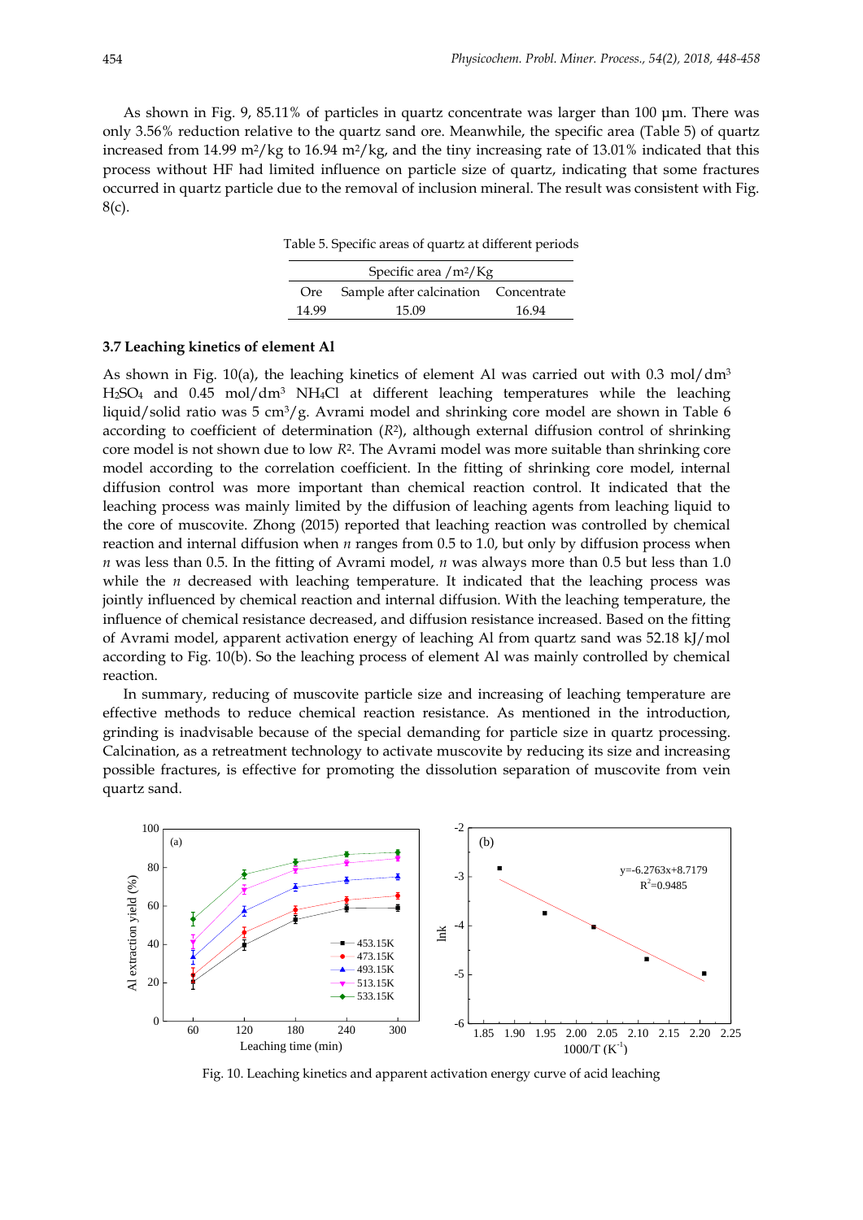As shown in Fig. 9, 85.11% of particles in quartz concentrate was larger than 100 μm. There was only 3.56% reduction relative to the quartz sand ore. Meanwhile, the specific area (Table 5) of quartz increased from 14.99 $m^2/kg$ to 16.94 $m^2/kg$, and the tiny increasing rate of 13.01% indicated that this process without HF had limited influence on particle size of quartz, indicating that some fractures occurred in quartz particle due to the removal of inclusion mineral. The result was consistent with Fig. 8(c).

Table 5. Specific areas of quartz at different periods

| Specific area /$m^2$/Kg | | |
|---|---|---|
| Ore | Sample after calcination | Concentrate |
| 14.99 | 15.09 | 16.94 |

### 3.7 Leaching kinetics of element Al

As shown in Fig. 10(a), the leaching kinetics of element Al was carried out with 0.3 mol/$dm^3$ $H_2SO_4$ and 0.45 mol/$dm^3$ $NH_4Cl$ at different leaching temperatures while the leaching liquid/solid ratio was 5 $cm^3$/g. Avrami model and shrinking core model are shown in Table 6 according to coefficient of determination ($R^2$), although external diffusion control of shrinking core model is not shown due to low $R^2$. The Avrami model was more suitable than shrinking core model according to the correlation coefficient. In the fitting of shrinking core model, internal diffusion control was more important than chemical reaction control. It indicated that the leaching process was mainly limited by the diffusion of leaching agents from leaching liquid to the core of muscovite. Zhong (2015) reported that leaching reaction was controlled by chemical reaction and internal diffusion when $n$ ranges from 0.5 to 1.0, but only by diffusion process when $n$ was less than 0.5. In the fitting of Avrami model, $n$ was always more than 0.5 but less than 1.0 while the $n$ decreased with leaching temperature. It indicated that the leaching process was jointly influenced by chemical reaction and internal diffusion. With the leaching temperature, the influence of chemical resistance decreased, and diffusion resistance increased. Based on the fitting of Avrami model, apparent activation energy of leaching Al from quartz sand was 52.18 kJ/mol according to Fig. 10(b). So the leaching process of element Al was mainly controlled by chemical reaction.

In summary, reducing of muscovite particle size and increasing of leaching temperature are effective methods to reduce chemical reaction resistance. As mentioned in the introduction, grinding is inadvisable because of the special demanding for particle size in quartz processing. Calcination, as a retreatment technology to activate muscovite by reducing its size and increasing possible fractures, is effective for promoting the dissolution separation of muscovite from vein quartz sand.

Fig. 10. Leaching kinetics and apparent activation energy curve of acid leaching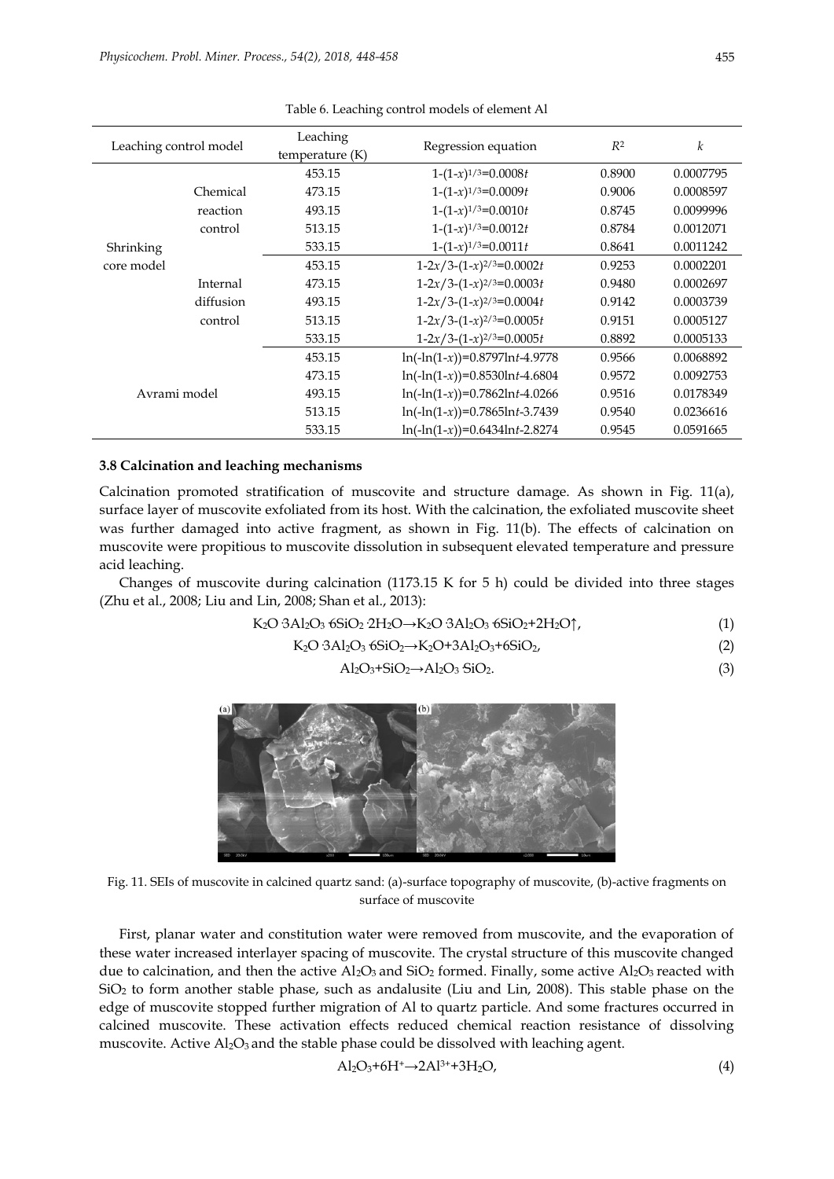Table 6. Leaching control models of element Al

| Leaching control model | | Leaching temperature (K) | Regression equation | $R^2$ | $k$ |
|---|---|---|---|---|---|
| Shrinking core model | Chemical reaction control | 453.15 | $1-(1-x)^{1/3}=0.0008t$ | 0.8900 | 0.0007795 |
| | | 473.15 | $1-(1-x)^{1/3}=0.0009t$ | 0.9006 | 0.0008597 |
| | | 493.15 | $1-(1-x)^{1/3}=0.0010t$ | 0.8745 | 0.0099996 |
| | | 513.15 | $1-(1-x)^{1/3}=0.0012t$ | 0.8784 | 0.0012071 |
| | | 533.15 | $1-(1-x)^{1/3}=0.0011t$ | 0.8641 | 0.0011242 |
| | Internal diffusion control | 453.15 | $1-2x/3-(1-x)^{2/3}=0.0002t$ | 0.9253 | 0.0002201 |
| | | 473.15 | $1-2x/3-(1-x)^{2/3}=0.0003t$ | 0.9480 | 0.0002697 |
| | | 493.15 | $1-2x/3-(1-x)^{2/3}=0.0004t$ | 0.9142 | 0.0003739 |
| | | 513.15 | $1-2x/3-(1-x)^{2/3}=0.0005t$ | 0.9151 | 0.0005127 |
| | | 533.15 | $1-2x/3-(1-x)^{2/3}=0.0005t$ | 0.8892 | 0.0005133 |
| Avrami model | | 453.15 | $\ln(-\ln(1-x))=0.8797\ln t-4.9778$ | 0.9566 | 0.0068892 |
| | | 473.15 | $\ln(-\ln(1-x))=0.8530\ln t-4.6804$ | 0.9572 | 0.0092753 |
| | | 493.15 | $\ln(-\ln(1-x))=0.7862\ln t-4.0266$ | 0.9516 | 0.0178349 |
| | | 513.15 | $\ln(-\ln(1-x))=0.7865\ln t-3.7439$ | 0.9540 | 0.0236616 |
| | | 533.15 | $\ln(-\ln(1-x))=0.6434\ln t-2.8274$ | 0.9545 | 0.0591665 |

### 3.8 Calcination and leaching mechanisms

Calcination promoted stratification of muscovite and structure damage. As shown in Fig. 11(a), surface layer of muscovite exfoliated from its host. With the calcination, the exfoliated muscovite sheet was further damaged into active fragment, as shown in Fig. 11(b). The effects of calcination on muscovite were propitious to muscovite dissolution in subsequent elevated temperature and pressure acid leaching.

Changes of muscovite during calcination (1173.15 K for 5 h) could be divided into three stages (Zhu et al., 2008; Liu and Lin, 2008; Shan et al., 2013):

$$K_2O \cdot 3Al_2O_3 \cdot 6SiO_2 \cdot 2H_2O \rightarrow K_2O \cdot 3Al_2O_3 \cdot 6SiO_2 + 2H_2O\uparrow, \quad (1)$$

$$K_2O \cdot 3Al_2O_3 \cdot 6SiO_2 \rightarrow K_2O + 3Al_2O_3 + 6SiO_2, \quad (2)$$

$$Al_2O_3 + SiO_2 \rightarrow Al_2O_3 \cdot SiO_2. \quad (3)$$

Fig. 11. SEIs of muscovite in calcined quartz sand: (a)-surface topography of muscovite, (b)-active fragments on surface of muscovite

First, planar water and constitution water were removed from muscovite, and the evaporation of these water increased interlayer spacing of muscovite. The crystal structure of this muscovite changed due to calcination, and then the active $Al_2O_3$ and $SiO_2$ formed. Finally, some active $Al_2O_3$ reacted with $SiO_2$ to form another stable phase, such as andalusite (Liu and Lin, 2008). This stable phase on the edge of muscovite stopped further migration of Al to quartz particle. And some fractures occurred in calcined muscovite. These activation effects reduced chemical reaction resistance of dissolving muscovite. Active $Al_2O_3$ and the stable phase could be dissolved with leaching agent.

$$Al_2O_3 + 6H^+ \rightarrow 2Al^{3+} + 3H_2O, \quad (4)$$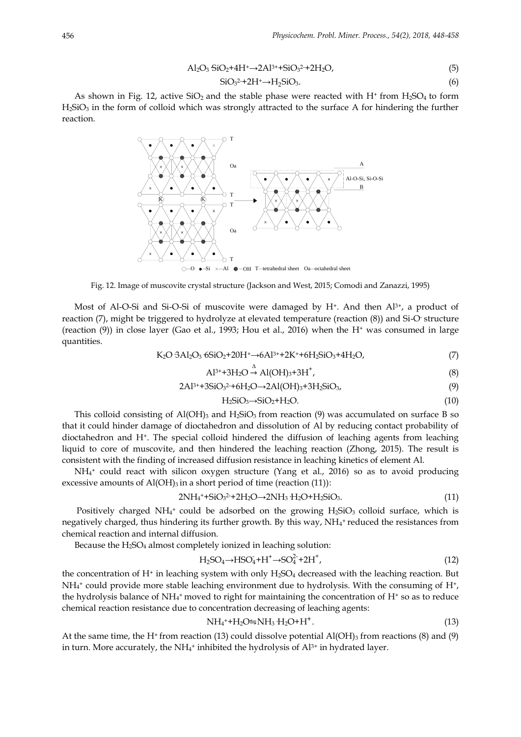$$Al_2O_3 \cdot SiO_2+4H^+ \rightarrow 2Al^{3+}+SiO_3^{2-}+2H_2O, \quad (5)$$

$$SiO_3^{2-}+2H^+ \rightarrow H_2SiO_3. \quad (6)$$

As shown in Fig. 12, active $SiO_2$ and the stable phase were reacted with $H^+$ from $H_2SO_4$ to form $H_2SiO_3$ in the form of colloid which was strongly attracted to the surface A for hindering the further reaction.

Fig. 12. Image of muscovite crystal structure (Jackson and West, 2015; Comodi and Zanazzi, 1995)

Most of Al-O-Si and Si-O-Si of muscovite were damaged by $H^+$. And then $Al^{3+}$, a product of reaction (7), might be triggered to hydrolyze at elevated temperature (reaction (8)) and Si-$O^-$ structure (reaction (9)) in close layer (Gao et al., 1993; Hou et al., 2016) when the $H^+$ was consumed in large quantities.

$$K_2O \cdot 3Al_2O_3 \cdot 6SiO_2+20H^+ \rightarrow 6Al^{3+}+2K^++6H_2SiO_3+4H_2O, \quad (7)$$

$$Al^{3+}+3H_2O \xrightarrow{\Delta} Al(OH)_3+3H^+, \quad (8)$$

$$2Al^{3+}+3SiO_3^{2-}+6H_2O \rightarrow 2Al(OH)_3+3H_2SiO_3, \quad (9)$$

$$H_2SiO_3 \rightarrow SiO_2+H_2O. \quad (10)$$

This colloid consisting of $Al(OH)_3$ and $H_2SiO_3$ from reaction (9) was accumulated on surface B so that it could hinder damage of dioctahedron and dissolution of Al by reducing contact probability of dioctahedron and $H^+$. The special colloid hindered the diffusion of leaching agents from leaching liquid to core of muscovite, and then hindered the leaching reaction (Zhong, 2015). The result is consistent with the finding of increased diffusion resistance in leaching kinetics of element Al.

$NH_4^+$ could react with silicon oxygen structure (Yang et al., 2016) so as to avoid producing excessive amounts of $Al(OH)_3$ in a short period of time (reaction (11)):

$$2NH_4^++SiO_3^{2-}+2H_2O \rightarrow 2NH_3 \cdot H_2O+H_2SiO_3. \quad (11)$$

Positively charged $NH_4^+$ could be adsorbed on the growing $H_2SiO_3$ colloid surface, which is negatively charged, thus hindering its further growth. By this way, $NH_4^+$ reduced the resistances from chemical reaction and internal diffusion.

Because the $H_2SO_4$ almost completely ionized in leaching solution:

$$H_2SO_4 \rightarrow HSO_4^-+H^+ \rightarrow SO_4^{2-}+2H^+, \quad (12)$$

the concentration of $H^+$ in leaching system with only $H_2SO_4$ decreased with the leaching reaction. But $NH_4^+$ could provide more stable leaching environment due to hydrolysis. With the consuming of $H^+$, the hydrolysis balance of $NH_4^+$ moved to right for maintaining the concentration of $H^+$ so as to reduce chemical reaction resistance due to concentration decreasing of leaching agents:

$$NH_4^++H_2O \leftrightharpoons NH_3 \cdot H_2O+H^+. \quad (13)$$

At the same time, the $H^+$ from reaction (13) could dissolve potential $Al(OH)_3$ from reactions (8) and (9) in turn. More accurately, the $NH_4^+$ inhibited the hydrolysis of $Al^{3+}$ in hydrated layer.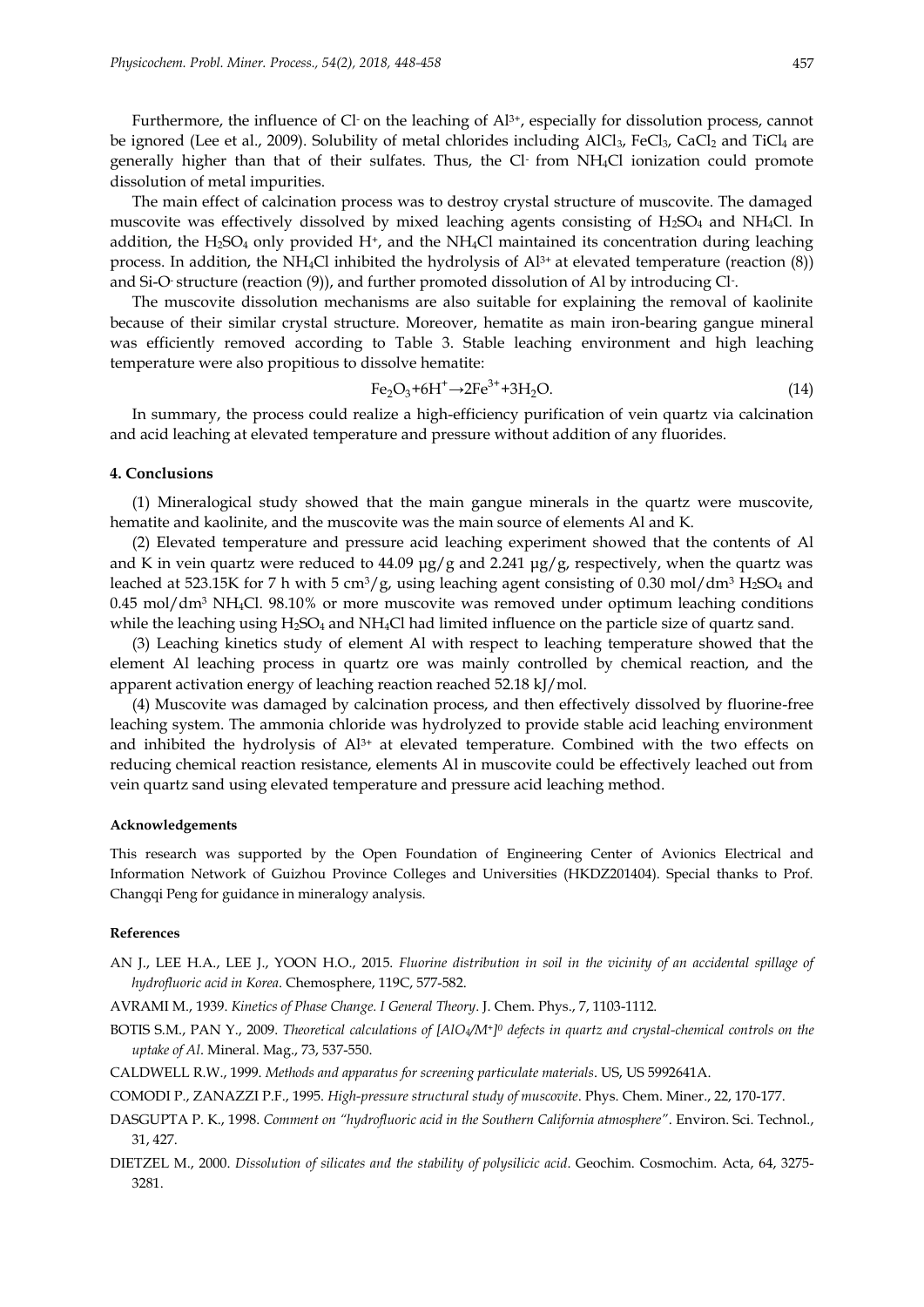Furthermore, the influence of $Cl^-$ on the leaching of $Al^{3+}$, especially for dissolution process, cannot be ignored (Lee et al., 2009). Solubility of metal chlorides including $AlCl_3$, $FeCl_3$, $CaCl_2$ and $TiCl_4$ are generally higher than that of their sulfates. Thus, the $Cl^-$ from $NH_4Cl$ ionization could promote dissolution of metal impurities.

The main effect of calcination process was to destroy crystal structure of muscovite. The damaged muscovite was effectively dissolved by mixed leaching agents consisting of $H_2SO_4$ and $NH_4Cl$. In addition, the $H_2SO_4$ only provided $H^+$, and the $NH_4Cl$ maintained its concentration during leaching process. In addition, the $NH_4Cl$ inhibited the hydrolysis of $Al^{3+}$ at elevated temperature (reaction (8)) and Si-$O^-$ structure (reaction (9)), and further promoted dissolution of Al by introducing $Cl^-$.

The muscovite dissolution mechanisms are also suitable for explaining the removal of kaolinite because of their similar crystal structure. Moreover, hematite as main iron-bearing gangue mineral was efficiently removed according to Table 3. Stable leaching environment and high leaching temperature were also propitious to dissolve hematite:

$$Fe_2O_3+6H^+\rightarrow 2Fe^{3+}+3H_2O. \tag{14}$$

In summary, the process could realize a high-efficiency purification of vein quartz via calcination and acid leaching at elevated temperature and pressure without addition of any fluorides.

## 4. Conclusions

(1) Mineralogical study showed that the main gangue minerals in the quartz were muscovite, hematite and kaolinite, and the muscovite was the main source of elements Al and K.

(2) Elevated temperature and pressure acid leaching experiment showed that the contents of Al and K in vein quartz were reduced to 44.09 μg/g and 2.241 μg/g, respectively, when the quartz was leached at 523.15K for 7 h with 5 $cm^3$/g, using leaching agent consisting of 0.30 mol/$dm^3$ $H_2SO_4$ and 0.45 mol/$dm^3$ $NH_4Cl$. 98.10% or more muscovite was removed under optimum leaching conditions while the leaching using $H_2SO_4$ and $NH_4Cl$ had limited influence on the particle size of quartz sand.

(3) Leaching kinetics study of element Al with respect to leaching temperature showed that the element Al leaching process in quartz ore was mainly controlled by chemical reaction, and the apparent activation energy of leaching reaction reached 52.18 kJ/mol.

(4) Muscovite was damaged by calcination process, and then effectively dissolved by fluorine-free leaching system. The ammonia chloride was hydrolyzed to provide stable acid leaching environment and inhibited the hydrolysis of $Al^{3+}$ at elevated temperature. Combined with the two effects on reducing chemical reaction resistance, elements Al in muscovite could be effectively leached out from vein quartz sand using elevated temperature and pressure acid leaching method.

#### Acknowledgements

This research was supported by the Open Foundation of Engineering Center of Avionics Electrical and Information Network of Guizhou Province Colleges and Universities (HKDZ201404). Special thanks to Prof. Changqi Peng for guidance in mineralogy analysis.

#### References

AN J., LEE H.A., LEE J., YOON H.O., 2015. *Fluorine distribution in soil in the vicinity of an accidental spillage of hydrofluoric acid in Korea*. Chemosphere, 119C, 577-582.

AVRAMI M., 1939. *Kinetics of Phase Change. I General Theory*. J. Chem. Phys., 7, 1103-1112.

BOTIS S.M., PAN Y., 2009. *Theoretical calculations of $[AlO_4/M^+]^0$ defects in quartz and crystal-chemical controls on the uptake of Al*. Mineral. Mag., 73, 537-550.

CALDWELL R.W., 1999. *Methods and apparatus for screening particulate materials*. US, US 5992641A.

COMODI P., ZANAZZI P.F., 1995. *High-pressure structural study of muscovite*. Phys. Chem. Miner., 22, 170-177.

DASGUPTA P. K., 1998. *Comment on "hydrofluoric acid in the Southern California atmosphere"*. Environ. Sci. Technol., 31, 427.

DIETZEL M., 2000. *Dissolution of silicates and the stability of polysilicic acid*. Geochim. Cosmochim. Acta, 64, 3275-3281.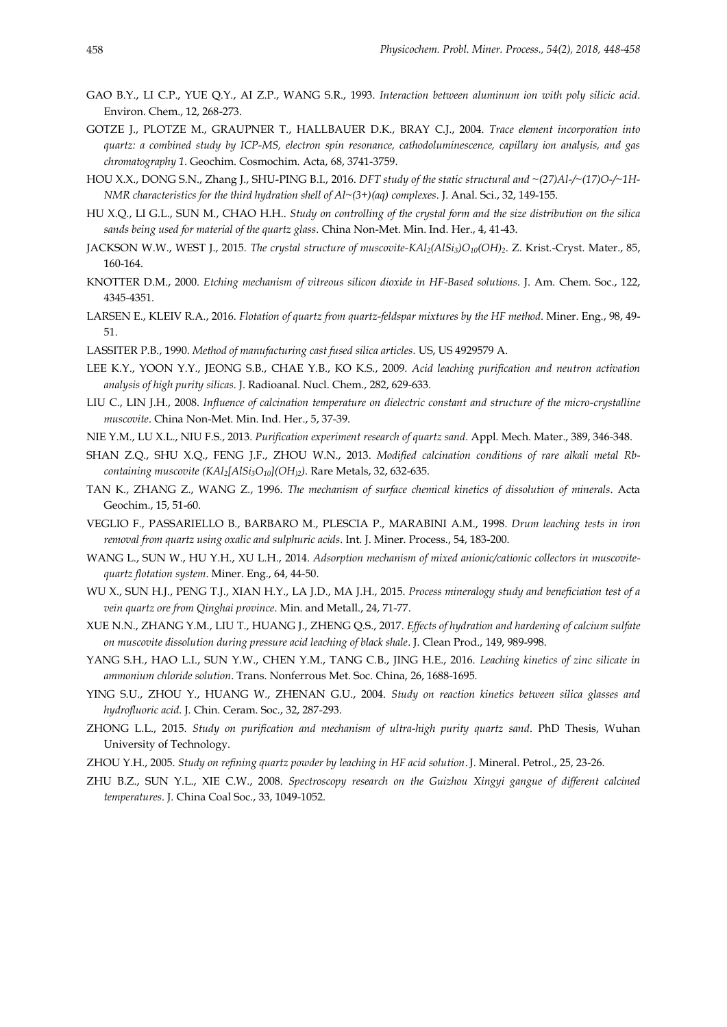GAO B.Y., LI C.P., YUE Q.Y., AI Z.P., WANG S.R., 1993. *Interaction between aluminum ion with poly silicic acid*. Environ. Chem., 12, 268-273.

GOTZE J., PLOTZE M., GRAUPNER T., HALLBAUER D.K., BRAY C.J., 2004. *Trace element incorporation into quartz: a combined study by ICP-MS, electron spin resonance, cathodoluminescence, capillary ion analysis, and gas chromatography 1*. Geochim. Cosmochim. Acta, 68, 3741-3759.

HOU X.X., DONG S.N., Zhang J., SHU-PING B.I., 2016. *DFT study of the static structural and ~(27)Al-/~(17)O-/~1H-NMR characteristics for the third hydration shell of Al~(3+)(aq) complexes*. J. Anal. Sci., 32, 149-155.

HU X.Q., LI G.L., SUN M., CHAO H.H.. *Study on controlling of the crystal form and the size distribution on the silica sands being used for material of the quartz glass*. China Non-Met. Min. Ind. Her., 4, 41-43.

JACKSON W.W., WEST J., 2015. *The crystal structure of muscovite-$KAl_2(AlSi_3)O_{10}(OH)_2$*. Z. Krist.-Cryst. Mater., 85, 160-164.

KNOTTER D.M., 2000. *Etching mechanism of vitreous silicon dioxide in HF-Based solutions*. J. Am. Chem. Soc., 122, 4345-4351.

LARSEN E., KLEIV R.A., 2016. *Flotation of quartz from quartz-feldspar mixtures by the HF method*. Miner. Eng., 98, 49-51.

LASSITER P.B., 1990. *Method of manufacturing cast fused silica articles*. US, US 4929579 A.

LEE K.Y., YOON Y.Y., JEONG S.B., CHAE Y.B., KO K.S., 2009. *Acid leaching purification and neutron activation analysis of high purity silicas*. J. Radioanal. Nucl. Chem., 282, 629-633.

LIU C., LIN J.H., 2008. *Influence of calcination temperature on dielectric constant and structure of the micro-crystalline muscovite*. China Non-Met. Min. Ind. Her., 5, 37-39.

NIE Y.M., LU X.L., NIU F.S., 2013. *Purification experiment research of quartz sand*. Appl. Mech. Mater., 389, 346-348.

SHAN Z.Q., SHU X.Q., FENG J.F., ZHOU W.N., 2013. *Modified calcination conditions of rare alkali metal Rb-containing muscovite ($KAl_2[AlSi_3O_{10}](OH)_2$)*. Rare Metals, 32, 632-635.

TAN K., ZHANG Z., WANG Z., 1996. *The mechanism of surface chemical kinetics of dissolution of minerals*. Acta Geochim., 15, 51-60.

VEGLIO F., PASSARIELLO B., BARBARO M., PLESCIA P., MARABINI A.M., 1998. *Drum leaching tests in iron removal from quartz using oxalic and sulphuric acids*. Int. J. Miner. Process., 54, 183-200.

WANG L., SUN W., HU Y.H., XU L.H., 2014. *Adsorption mechanism of mixed anionic/cationic collectors in muscovite-quartz flotation system*. Miner. Eng., 64, 44-50.

WU X., SUN H.J., PENG T.J., XIAN H.Y., LA J.D., MA J.H., 2015. *Process mineralogy study and beneficiation test of a vein quartz ore from Qinghai province*. Min. and Metall., 24, 71-77.

XUE N.N., ZHANG Y.M., LIU T., HUANG J., ZHENG Q.S., 2017. *Effects of hydration and hardening of calcium sulfate on muscovite dissolution during pressure acid leaching of black shale*. J. Clean Prod., 149, 989-998.

YANG S.H., HAO L.I., SUN Y.W., CHEN Y.M., TANG C.B., JING H.E., 2016. *Leaching kinetics of zinc silicate in ammonium chloride solution*. Trans. Nonferrous Met. Soc. China, 26, 1688-1695.

YING S.U., ZHOU Y., HUANG W., ZHENAN G.U., 2004. *Study on reaction kinetics between silica glasses and hydrofluoric acid*. J. Chin. Ceram. Soc., 32, 287-293.

ZHONG L.L., 2015. *Study on purification and mechanism of ultra-high purity quartz sand*. PhD Thesis, Wuhan University of Technology.

ZHOU Y.H., 2005. *Study on refining quartz powder by leaching in HF acid solution*. J. Mineral. Petrol., 25, 23-26.

ZHU B.Z., SUN Y.L., XIE C.W., 2008. *Spectroscopy research on the Guizhou Xingyi gangue of different calcined temperatures*. J. China Coal Soc., 33, 1049-1052.